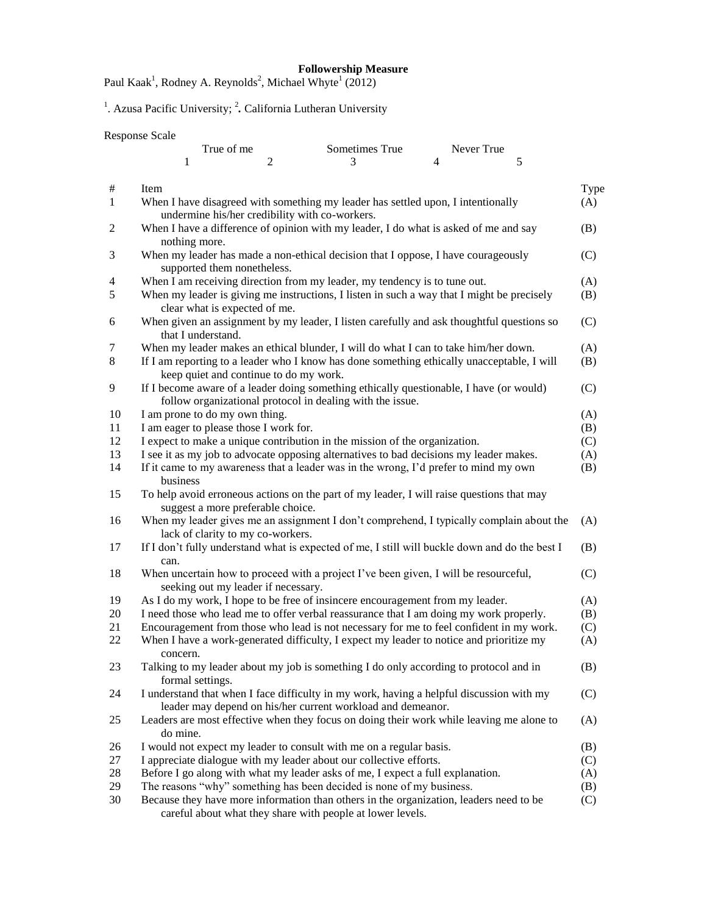**Followership Measure**

Paul Kaak[1], Rodney A. Reynolds[2], Michael Whyte[1] (2012)

[1]. Azusa Pacific University; [2]**.** California Lutheran University

Response Scale

| True of me | | Sometimes True | | Never True |
|---|---|---|---|---|
| 1 | 2 | 3 | 4 | 5 |

| # | Item | Type |
|---|---|---|
| 1 | When I have disagreed with something my leader has settled upon, I intentionally undermine his/her credibility with co-workers. | (A) |
| 2 | When I have a difference of opinion with my leader, I do what is asked of me and say nothing more. | (B) |
| 3 | When my leader has made a non-ethical decision that I oppose, I have courageously supported them nonetheless. | (C) |
| 4 | When I am receiving direction from my leader, my tendency is to tune out. | (A) |
| 5 | When my leader is giving me instructions, I listen in such a way that I might be precisely clear what is expected of me. | (B) |
| 6 | When given an assignment by my leader, I listen carefully and ask thoughtful questions so that I understand. | (C) |
| 7 | When my leader makes an ethical blunder, I will do what I can to take him/her down. | (A) |
| 8 | If I am reporting to a leader who I know has done something ethically unacceptable, I will keep quiet and continue to do my work. | (B) |
| 9 | If I become aware of a leader doing something ethically questionable, I have (or would) follow organizational protocol in dealing with the issue. | (C) |
| 10 | I am prone to do my own thing. | (A) |
| 11 | I am eager to please those I work for. | (B) |
| 12 | I expect to make a unique contribution in the mission of the organization. | (C) |
| 13 | I see it as my job to advocate opposing alternatives to bad decisions my leader makes. | (A) |
| 14 | If it came to my awareness that a leader was in the wrong, I'd prefer to mind my own business | (B) |
| 15 | To help avoid erroneous actions on the part of my leader, I will raise questions that may suggest a more preferable choice. | |
| 16 | When my leader gives me an assignment I don't comprehend, I typically complain about the lack of clarity to my co-workers. | (A) |
| 17 | If I don't fully understand what is expected of me, I still will buckle down and do the best I can. | (B) |
| 18 | When uncertain how to proceed with a project I've been given, I will be resourceful, seeking out my leader if necessary. | (C) |
| 19 | As I do my work, I hope to be free of insincere encouragement from my leader. | (A) |
| 20 | I need those who lead me to offer verbal reassurance that I am doing my work properly. | (B) |
| 21 | Encouragement from those who lead is not necessary for me to feel confident in my work. | (C) |
| 22 | When I have a work-generated difficulty, I expect my leader to notice and prioritize my concern. | (A) |
| 23 | Talking to my leader about my job is something I do only according to protocol and in formal settings. | (B) |
| 24 | I understand that when I face difficulty in my work, having a helpful discussion with my leader may depend on his/her current workload and demeanor. | (C) |
| 25 | Leaders are most effective when they focus on doing their work while leaving me alone to do mine. | (A) |
| 26 | I would not expect my leader to consult with me on a regular basis. | (B) |
| 27 | I appreciate dialogue with my leader about our collective efforts. | (C) |
| 28 | Before I go along with what my leader asks of me, I expect a full explanation. | (A) |
| 29 | The reasons "why" something has been decided is none of my business. | (B) |
| 30 | Because they have more information than others in the organization, leaders need to be careful about what they share with people at lower levels. | (C) |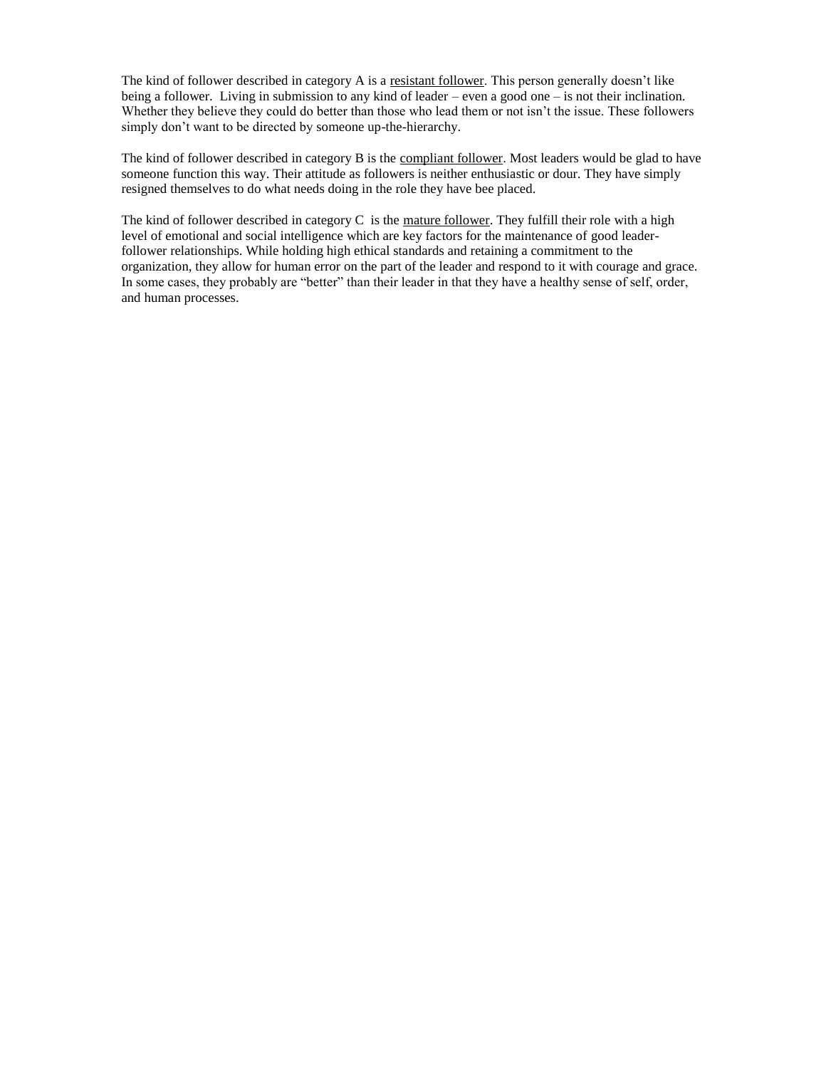The kind of follower described in category A is a resistant follower. This person generally doesn't like being a follower. Living in submission to any kind of leader – even a good one – is not their inclination. Whether they believe they could do better than those who lead them or not isn't the issue. These followers simply don't want to be directed by someone up-the-hierarchy.

The kind of follower described in category B is the compliant follower. Most leaders would be glad to have someone function this way. Their attitude as followers is neither enthusiastic or dour. They have simply resigned themselves to do what needs doing in the role they have bee placed.

The kind of follower described in category C is the mature follower. They fulfill their role with a high level of emotional and social intelligence which are key factors for the maintenance of good leader-follower relationships. While holding high ethical standards and retaining a commitment to the organization, they allow for human error on the part of the leader and respond to it with courage and grace. In some cases, they probably are "better" than their leader in that they have a healthy sense of self, order, and human processes.